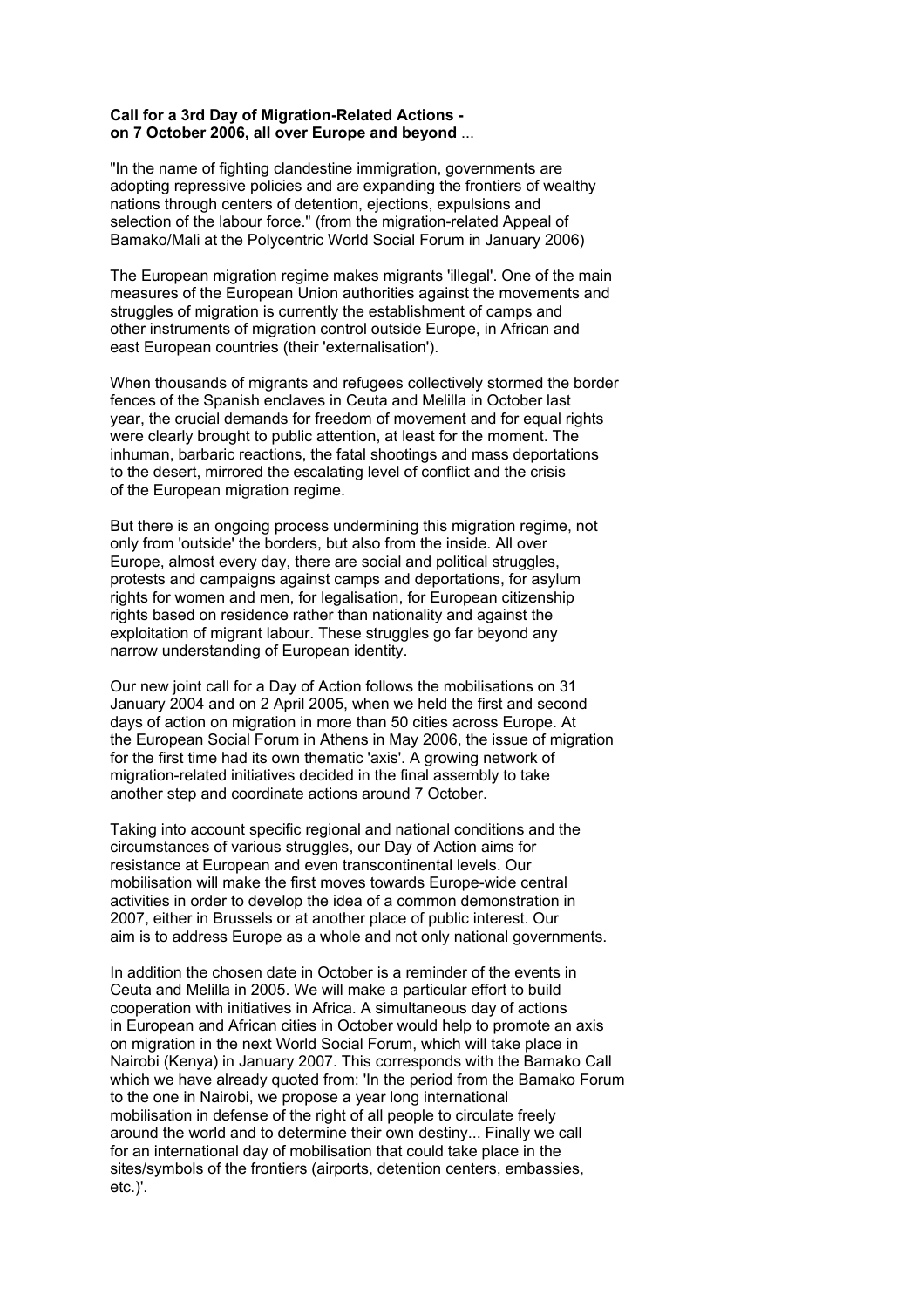**Call for a 3rd Day of Migration-Related Actions - on 7 October 2006, all over Europe and beyond** ...

"In the name of fighting clandestine immigration, governments are adopting repressive policies and are expanding the frontiers of wealthy nations through centers of detention, ejections, expulsions and selection of the labour force." (from the migration-related Appeal of Bamako/Mali at the Polycentric World Social Forum in January 2006)

The European migration regime makes migrants 'illegal'. One of the main measures of the European Union authorities against the movements and struggles of migration is currently the establishment of camps and other instruments of migration control outside Europe, in African and east European countries (their 'externalisation').

When thousands of migrants and refugees collectively stormed the border fences of the Spanish enclaves in Ceuta and Melilla in October last year, the crucial demands for freedom of movement and for equal rights were clearly brought to public attention, at least for the moment. The inhuman, barbaric reactions, the fatal shootings and mass deportations to the desert, mirrored the escalating level of conflict and the crisis of the European migration regime.

But there is an ongoing process undermining this migration regime, not only from 'outside' the borders, but also from the inside. All over Europe, almost every day, there are social and political struggles, protests and campaigns against camps and deportations, for asylum rights for women and men, for legalisation, for European citizenship rights based on residence rather than nationality and against the exploitation of migrant labour. These struggles go far beyond any narrow understanding of European identity.

Our new joint call for a Day of Action follows the mobilisations on 31 January 2004 and on 2 April 2005, when we held the first and second days of action on migration in more than 50 cities across Europe. At the European Social Forum in Athens in May 2006, the issue of migration for the first time had its own thematic 'axis'. A growing network of migration-related initiatives decided in the final assembly to take another step and coordinate actions around 7 October.

Taking into account specific regional and national conditions and the circumstances of various struggles, our Day of Action aims for resistance at European and even transcontinental levels. Our mobilisation will make the first moves towards Europe-wide central activities in order to develop the idea of a common demonstration in 2007, either in Brussels or at another place of public interest. Our aim is to address Europe as a whole and not only national governments.

In addition the chosen date in October is a reminder of the events in Ceuta and Melilla in 2005. We will make a particular effort to build cooperation with initiatives in Africa. A simultaneous day of actions in European and African cities in October would help to promote an axis on migration in the next World Social Forum, which will take place in Nairobi (Kenya) in January 2007. This corresponds with the Bamako Call which we have already quoted from: 'In the period from the Bamako Forum to the one in Nairobi, we propose a year long international mobilisation in defense of the right of all people to circulate freely around the world and to determine their own destiny... Finally we call for an international day of mobilisation that could take place in the sites/symbols of the frontiers (airports, detention centers, embassies, etc.)'.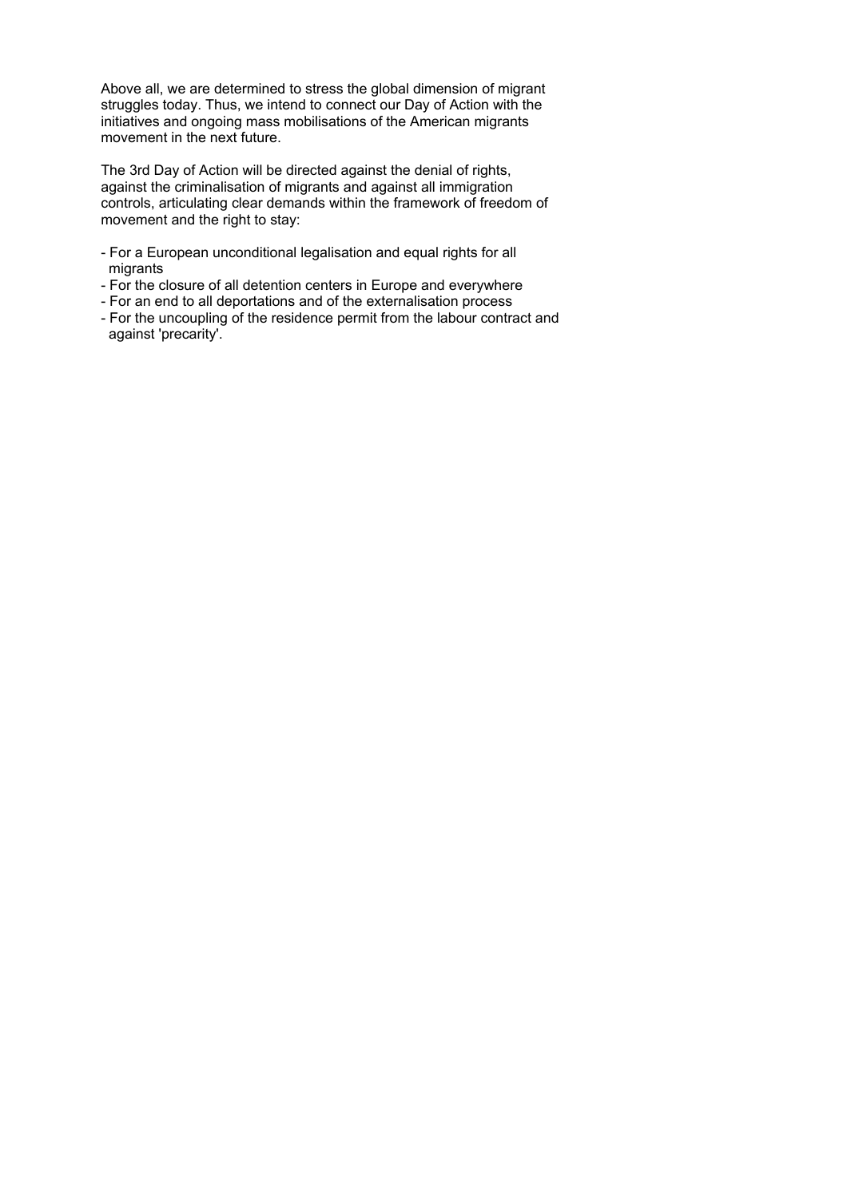Above all, we are determined to stress the global dimension of migrant struggles today. Thus, we intend to connect our Day of Action with the initiatives and ongoing mass mobilisations of the American migrants movement in the next future.

The 3rd Day of Action will be directed against the denial of rights, against the criminalisation of migrants and against all immigration controls, articulating clear demands within the framework of freedom of movement and the right to stay:

- For a European unconditional legalisation and equal rights for all migrants
- For the closure of all detention centers in Europe and everywhere
- For an end to all deportations and of the externalisation process
- For the uncoupling of the residence permit from the labour contract and against 'precarity'.